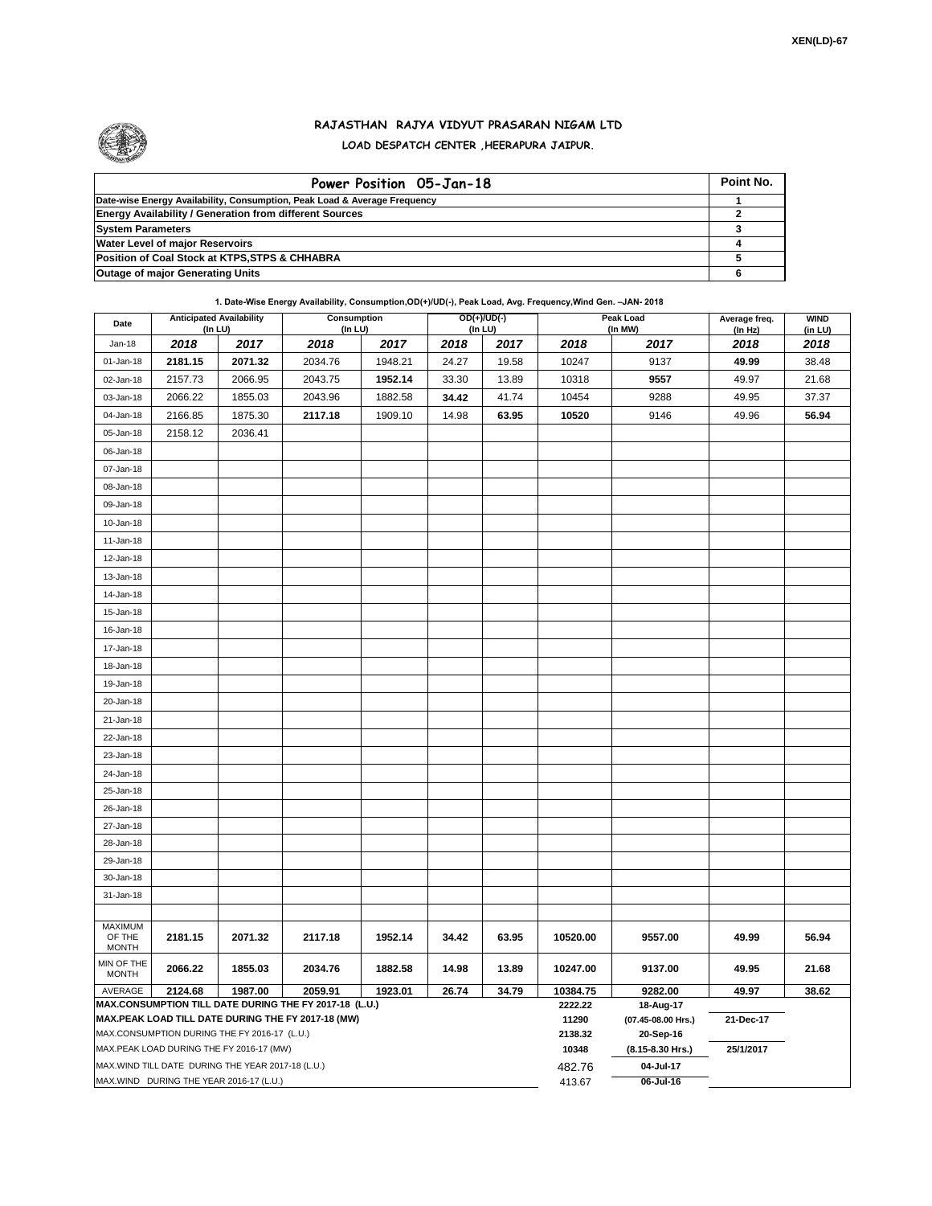XEN(LD)-67

# RAJASTHAN RAJYA VIDYUT PRASARAN NIGAM LTD

## LOAD DESPATCH CENTER ,HEERAPURA JAIPUR.

| Power Position 05-Jan-18 | Point No. |
|---|---|
| Date-wise Energy Availability, Consumption, Peak Load & Average Frequency | 1 |
| Energy Availability / Generation from different Sources | 2 |
| System Parameters | 3 |
| Water Level of major Reservoirs | 4 |
| Position of Coal Stock at KTPS,STPS & CHHABRA | 5 |
| Outage of major Generating Units | 6 |

**1. Date-Wise Energy Availability, Consumption,OD(+)/UD(-), Peak Load, Avg. Frequency,Wind Gen. –JAN- 2018**

| Date | Anticipated Availability (In LU) | | Consumption (In LU) | | OD(+)/UD(-) (In LU) | | Peak Load (In MW) | | Average freq. (In Hz) | WIND (in LU) |
|---|---|---|---|---|---|---|---|---|---|---|
| Jan-18 | 2018 | 2017 | 2018 | 2017 | 2018 | 2017 | 2018 | 2017 | 2018 | 2018 |
| 01-Jan-18 | 2181.15 | 2071.32 | 2034.76 | 1948.21 | 24.27 | 19.58 | 10247 | 9137 | 49.99 | 38.48 |
| 02-Jan-18 | 2157.73 | 2066.95 | 2043.75 | 1952.14 | 33.30 | 13.89 | 10318 | 9557 | 49.97 | 21.68 |
| 03-Jan-18 | 2066.22 | 1855.03 | 2043.96 | 1882.58 | 34.42 | 41.74 | 10454 | 9288 | 49.95 | 37.37 |
| 04-Jan-18 | 2166.85 | 1875.30 | 2117.18 | 1909.10 | 14.98 | 63.95 | 10520 | 9146 | 49.96 | 56.94 |
| 05-Jan-18 | 2158.12 | 2036.41 | | | | | | | | |
| 06-Jan-18 | | | | | | | | | | |
| 07-Jan-18 | | | | | | | | | | |
| 08-Jan-18 | | | | | | | | | | |
| 09-Jan-18 | | | | | | | | | | |
| 10-Jan-18 | | | | | | | | | | |
| 11-Jan-18 | | | | | | | | | | |
| 12-Jan-18 | | | | | | | | | | |
| 13-Jan-18 | | | | | | | | | | |
| 14-Jan-18 | | | | | | | | | | |
| 15-Jan-18 | | | | | | | | | | |
| 16-Jan-18 | | | | | | | | | | |
| 17-Jan-18 | | | | | | | | | | |
| 18-Jan-18 | | | | | | | | | | |
| 19-Jan-18 | | | | | | | | | | |
| 20-Jan-18 | | | | | | | | | | |
| 21-Jan-18 | | | | | | | | | | |
| 22-Jan-18 | | | | | | | | | | |
| 23-Jan-18 | | | | | | | | | | |
| 24-Jan-18 | | | | | | | | | | |
| 25-Jan-18 | | | | | | | | | | |
| 26-Jan-18 | | | | | | | | | | |
| 27-Jan-18 | | | | | | | | | | |
| 28-Jan-18 | | | | | | | | | | |
| 29-Jan-18 | | | | | | | | | | |
| 30-Jan-18 | | | | | | | | | | |
| 31-Jan-18 | | | | | | | | | | |
| MAXIMUM OF THE MONTH | 2181.15 | 2071.32 | 2117.18 | 1952.14 | 34.42 | 63.95 | 10520.00 | 9557.00 | 49.99 | 56.94 |
| MIN OF THE MONTH | 2066.22 | 1855.03 | 2034.76 | 1882.58 | 14.98 | 13.89 | 10247.00 | 9137.00 | 49.95 | 21.68 |
| AVERAGE | 2124.68 | 1987.00 | 2059.91 | 1923.01 | 26.74 | 34.79 | 10384.75 | 9282.00 | 49.97 | 38.62 |

| | | | |
|---|---|---|---|
| MAX.CONSUMPTION TILL DATE DURING THE FY 2017-18 (L.U.) | 2222.22 | 18-Aug-17 | |
| MAX.PEAK LOAD TILL DATE DURING THE FY 2017-18 (MW) | 11290 | (07.45-08.00 Hrs.) | 21-Dec-17 |
| MAX.CONSUMPTION DURING THE FY 2016-17 (L.U.) | 2138.32 | 20-Sep-16 | |
| MAX.PEAK LOAD DURING THE FY 2016-17 (MW) | 10348 | (8.15-8.30 Hrs.) | 25/1/2017 |
| MAX.WIND TILL DATE DURING THE YEAR 2017-18 (L.U.) | 482.76 | 04-Jul-17 | |
| MAX.WIND DURING THE YEAR 2016-17 (L.U.) | 413.67 | 06-Jul-16 | |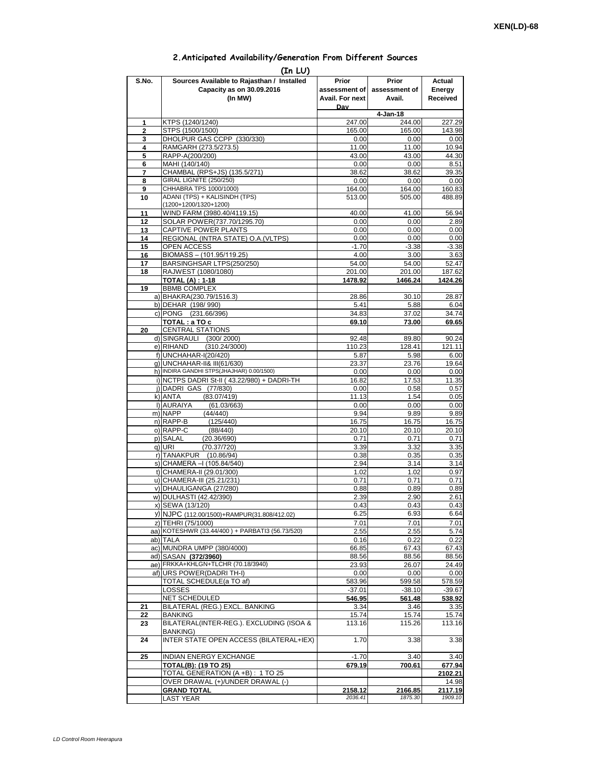XEN(LD)-68

## 2.Anticipated Availability/Generation From Different Sources

**(In LU)**

| S.No. | Sources Available to Rajasthan / Installed Capacity as on 30.09.2016 (In MW) | Prior assessment of Avail. For next Day | Prior assessment of Avail. | Actual Energy Received |
|---|---|---|---|---|
| | | 4-Jan-18 | | |
| 1 | KTPS (1240/1240) | 247.00 | 244.00 | 227.29 |
| 2 | STPS (1500/1500) | 165.00 | 165.00 | 143.98 |
| 3 | DHOLPUR GAS CCPP (330/330) | 0.00 | 0.00 | 0.00 |
| 4 | RAMGARH (273.5/273.5) | 11.00 | 11.00 | 10.94 |
| 5 | RAPP-A(200/200) | 43.00 | 43.00 | 44.30 |
| 6 | MAHI (140/140) | 0.00 | 0.00 | 8.51 |
| 7 | CHAMBAL (RPS+JS) (135.5/271) | 38.62 | 38.62 | 39.35 |
| 8 | GIRAL LIGNITE (250/250) | 0.00 | 0.00 | 0.00 |
| 9 | CHHABRA TPS 1000/1000) | 164.00 | 164.00 | 160.83 |
| 10 | ADANI (TPS) + KALISINDH (TPS) (1200+1200/1320+1200) | 513.00 | 505.00 | 488.89 |
| 11 | WIND FARM (3980.40/4119.15) | 40.00 | 41.00 | 56.94 |
| 12 | SOLAR POWER(737.70/1295.70) | 0.00 | 0.00 | 2.89 |
| 13 | CAPTIVE POWER PLANTS | 0.00 | 0.00 | 0.00 |
| 14 | REGIONAL (INTRA STATE) O.A.(VLTPS) | 0.00 | 0.00 | 0.00 |
| 15 | OPEN ACCESS | -1.70 | -3.38 | -3.38 |
| 16 | BIOMASS – (101.95/119.25) | 4.00 | 3.00 | 3.63 |
| 17 | BARSINGHSAR LTPS(250/250) | 54.00 | 54.00 | 52.47 |
| 18 | RAJWEST (1080/1080) | 201.00 | 201.00 | 187.62 |
| | **TOTAL (A) : 1-18** | **1478.92** | **1466.24** | **1424.26** |
| 19 | BBMB COMPLEX | | | |
| a) | BHAKRA(230.79/1516.3) | 28.86 | 30.10 | 28.87 |
| b) | DEHAR (198/ 990) | 5.41 | 5.88 | 6.04 |
| c) | PONG (231.66/396) | 34.83 | 37.02 | 34.74 |
| | **TOTAL : a TO c** | **69.10** | **73.00** | **69.65** |
| 20 | CENTRAL STATIONS | | | |
| d) | SINGRAULI (300/ 2000) | 92.48 | 89.80 | 90.24 |
| e) | RIHAND (310.24/3000) | 110.23 | 128.41 | 121.11 |
| f) | UNCHAHAR-I(20/420) | 5.87 | 5.98 | 6.00 |
| g) | UNCHAHAR-II& III(61/630) | 23.37 | 23.76 | 19.64 |
| h) | INDIRA GANDHI STPS(JHAJHAR) 0.00/1500) | 0.00 | 0.00 | 0.00 |
| i) | NCTPS DADRI St-II ( 43.22/980) + DADRI-TH | 16.82 | 17.53 | 11.35 |
| j) | DADRI GAS (77/830) | 0.00 | 0.58 | 0.57 |
| k) | ANTA (83.07/419) | 11.13 | 1.54 | 0.05 |
| l) | AURAIYA (61.03/663) | 0.00 | 0.00 | 0.00 |
| m) | NAPP (44/440) | 9.94 | 9.89 | 9.89 |
| n) | RAPP-B (125/440) | 16.75 | 16.75 | 16.75 |
| o) | RAPP-C (88/440) | 20.10 | 20.10 | 20.10 |
| p) | SALAL (20.36/690) | 0.71 | 0.71 | 0.71 |
| q) | URI (70.37/720) | 3.39 | 3.32 | 3.35 |
| r) | TANAKPUR (10.86/94) | 0.38 | 0.35 | 0.35 |
| s) | CHAMERA –I (105.84/540) | 2.94 | 3.14 | 3.14 |
| t) | CHAMERA-II (29.01/300) | 1.02 | 1.02 | 0.97 |
| u) | CHAMERA-III (25.21/231) | 0.71 | 0.71 | 0.71 |
| v) | DHAULIGANGA (27/280) | 0.88 | 0.89 | 0.89 |
| w) | DULHASTI (42.42/390) | 2.39 | 2.90 | 2.61 |
| x) | SEWA (13/120) | 0.43 | 0.43 | 0.43 |
| y) | NJPC (112.00/1500)+RAMPUR(31.808/412.02) | 6.25 | 6.93 | 6.64 |
| z) | TEHRI (75/1000) | 7.01 | 7.01 | 7.01 |
| aa) | KOTESHWR (33.44/400 ) + PARBATI3 (56.73/520) | 2.55 | 2.55 | 5.74 |
| ab) | TALA | 0.16 | 0.22 | 0.22 |
| ac) | MUNDRA UMPP (380/4000) | 66.85 | 67.43 | 67.43 |
| ad) | SASAN **(372/3960)** | 88.56 | 88.56 | 88.56 |
| ae) | FRKKA+KHLGN+TLCHR (70.18/3940) | 23.93 | 26.07 | 24.49 |
| af) | URS POWER(DADRI TH-I) | 0.00 | 0.00 | 0.00 |
| | TOTAL SCHEDULE(a TO af) | 583.96 | 599.58 | 578.59 |
| | LOSSES | -37.01 | -38.10 | -39.67 |
| | NET SCHEDULED | **546.95** | **561.48** | **538.92** |
| 21 | BILATERAL (REG.) EXCL. BANKING | 3.34 | 3.46 | 3.35 |
| 22 | BANKING | 15.74 | 15.74 | 15.74 |
| 23 | BILATERAL(INTER-REG.). EXCLUDING (ISOA & BANKING) | 113.16 | 115.26 | 113.16 |
| 24 | INTER STATE OPEN ACCESS (BILATERAL+IEX) | 1.70 | 3.38 | 3.38 |
| 25 | INDIAN ENERGY EXCHANGE | -1.70 | 3.40 | 3.40 |
| | **TOTAL(B): (19 TO 25)** | **679.19** | **700.61** | **677.94** |
| | TOTAL GENERATION (A +B) : 1 TO 25 | | | **2102.21** |
| | OVER DRAWAL (+)/UNDER DRAWAL (-) | | | 14.98 |
| | **GRAND TOTAL** | **2158.12** | **2166.85** | **2117.19** |
| | LAST YEAR | *2036.41* | *1875.30* | *1909.10* |

*LD Control Room Heerapura*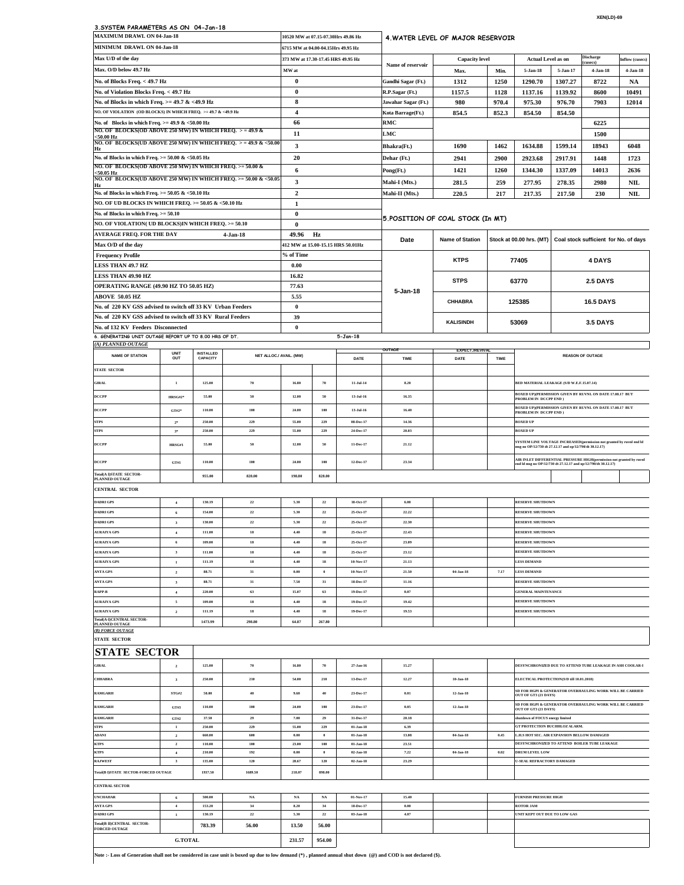XEN(LD)-69

## 3.SYSTEM PARAMETERS AS ON 04-Jan-18

| | |
|---|---|
| MAXIMUM DRAWL ON 04-Jan-18 | 10520 MW at 07.15-07.30Hrs 49.86 Hz |
| MINIMUM DRAWL ON 04-Jan-18 | 6715 MW at 04.00-04.15Hrs 49.95 Hz |
| Max U/D of the day | 373 MW at 17.30-17.45 HRS 49.95 Hz |
| Max. O/D below 49.7 Hz | MW at |
| No. of Blocks Freq. < 49.7 Hz | 0 |
| No. of Violation Blocks Freq. < 49.7 Hz | 0 |
| No. of Blocks in which Freq. >= 49.7 & <49.9 Hz | 8 |
| NO. OF VIOLATION (OD BLOCKS) IN WHICH FREQ. >= 49.7 & <49.9 Hz | 4 |
| No. of Blocks in which Freq. >= 49.9 & <50.00 Hz | 66 |
| NO. OF BLOCKS(OD ABOVE 250 MW) IN WHICH FREQ. > = 49.9 & <50.00 Hz | 11 |
| NO. OF BLOCKS(UD ABOVE 250 MW) IN WHICH FREQ. > = 49.9 & <50.00 Hz | 3 |
| No. of Blocks in which Freq. >= 50.00 & <50.05 Hz | 20 |
| NO. OF BLOCKS(OD ABOVE 250 MW) IN WHICH FREQ. >= 50.00 & <50.05 Hz | 6 |
| NO. OF BLOCKS(UD ABOVE 250 MW) IN WHICH FREQ. >= 50.00 & <50.05 Hz | 3 |
| No. of Blocks in which Freq. >= 50.05 & <50.10 Hz | 2 |
| NO. OF UD BLOCKS IN WHICH FREQ. >= 50.05 & <50.10 Hz | 1 |
| No. of Blocks in which Freq. >= 50.10 | 0 |
| NO. OF VIOLATION( UD BLOCKS)IN WHICH FREQ. >= 50.10 | 0 |
| AVERAGE FREQ. FOR THE DAY 4-Jan-18 | 49.96 Hz |
| Max O/D of the day | 412 MW at 15.00-15.15 HRS 50.01Hz |
| Frequency Profile | % of Time |
| LESS THAN 49.7 HZ | 0.00 |
| LESS THAN 49.90 HZ | 16.82 |
| OPERATING RANGE (49.90 HZ TO 50.05 HZ) | 77.63 |
| ABOVE 50.05 HZ | 5.55 |
| No. of 220 KV GSS advised to switch off 33 KV Urban Feeders | 0 |
| No. of 220 KV GSS advised to switch off 33 KV Rural Feeders | 39 |
| No. of 132 KV Feeders Disconnected | 0 |

## 4.WATER LEVEL OF MAJOR RESERVOIR

| Name of reservoir | Capacity level | | Actual Level as on | | Discharge (cusecs) | Inflow (cusecs) |
|---|---|---|---|---|---|---|
| | Max. | Min. | 5-Jan-18 | 5-Jan-17 | 4-Jan-18 | 4-Jan-18 |
| Gandhi Sagar (Ft.) | 1312 | 1250 | 1290.70 | 1307.27 | 8722 | NA |
| R.P.Sagar (Ft.) | 1157.5 | 1128 | 1137.16 | 1139.92 | 8600 | 10491 |
| Jawahar Sagar (Ft.) | 980 | 970.4 | 975.30 | 976.70 | 7903 | 12014 |
| Kota Barrage(Ft.) | 854.5 | 852.3 | 854.50 | 854.50 | | |
| RMC | | | | | 6225 | |
| LMC | | | | | 1500 | |
| Bhakra(Ft.) | 1690 | 1462 | 1634.88 | 1599.14 | 18943 | 6048 |
| Dehar (Ft.) | 2941 | 2900 | 2923.68 | 2917.91 | 1448 | 1723 |
| Pong(Ft.) | 1421 | 1260 | 1344.30 | 1337.09 | 14013 | 2636 |
| Mahi-I (Mts.) | 281.5 | 259 | 277.95 | 278.35 | 2980 | NIL |
| Mahi-II (Mts.) | 220.5 | 217 | 217.35 | 217.50 | 230 | NIL |

## 5.POSITION OF COAL STOCK (In MT)

| Date | Name of Station | Stock at 00.00 hrs. (MT) | Coal stock sufficient for No. of days |
|---|---|---|---|
| 5-Jan-18 | KTPS | 77405 | 4 DAYS |
| | STPS | 63770 | 2.5 DAYS |
| | CHHABRA | 125385 | 16.5 DAYS |
| | KALISINDH | 53069 | 3.5 DAYS |

## 6. GENERATING UNIT OUTAGE REPORT UP TO 8.00 HRS OF DT. 5-Jan-18

*(A) PLANNED OUTAGE*

| NAME OF STATION | UNIT OUT | INSTALLED CAPACITY | NET ALLOC./ AVAIL. (MW) | | | OUTAGE DATE | OUTAGE TIME | EXPECT.REVIVAL DATE | EXPECT.REVIVAL TIME | REASON OF OUTAGE |
|---|---|---|---|---|---|---|---|---|---|---|
| STATE SECTOR | | | | | | | | | | |
| GIRAL | 1 | 125.00 | 70 | 16.80 | 70 | 11-Jul-14 | 8.20 | | | BED MATERIAL LEAKAGE (S/D W.E.F.15.07.14) |
| DCCPP | HRSG#2* | 55.00 | 50 | 12.00 | 50 | 13-Jul-16 | 16.35 | | | BOXED UP(PERMISSION GIVEN BY RUVNL ON DATE 17.08.17 BUT PROBLEM IN DCCPP END ) |
| DCCPP | GT#2* | 110.00 | 100 | 24.00 | 100 | 13-Jul-16 | 16.40 | | | BOXED UP(PERMISSION GIVEN BY RUVNL ON DATE 17.08.17 BUT PROBLEM IN DCCPP END ) |
| STPS | 2* | 250.00 | 229 | 55.00 | 229 | 08-Dec-17 | 14.36 | | | BOXED UP |
| STPS | 3* | 250.00 | 229 | 55.00 | 229 | 24-Dec-17 | 20.03 | | | BOXED UP |
| DCCPP | HRSG#1 | 55.00 | 50 | 12.00 | 50 | 11-Dec-17 | 21.12 | | | SYSTEM LINE VOLTAGE INCREASED(permission not granted by ruvnl end ld msg no OP/12/730 dt 27.12.17 and op/12/790/dt 30.12.17) |
| DCCPP | GT#1 | 110.00 | 100 | 24.00 | 100 | 12-Dec-17 | 23.34 | | | AIR INLET DIFFERENTIAL PRESSURE HIGH(permission not granted by ruvnl end ld msg no OP/12/730 dt 27.12.17 and op/12/790/dt 30.12.17) |
| Total(A I)STATE SECTOR-PLANNED OUTAGE | | 955.00 | 828.00 | 198.80 | 828.00 | | | | | |
| CENTRAL SECTOR | | | | | | | | | | |
| DADRI GPS | 4 | 130.19 | 22 | 5.30 | 22 | 18-Oct-17 | 6.00 | | | RESERVE SHUTDOWN |
| DADRI GPS | 6 | 154.00 | 22 | 5.30 | 22 | 25-Oct-17 | 22.22 | | | RESERVE SHUTDOWN |
| DADRI GPS | 3 | 130.00 | 22 | 5.30 | 22 | 25-Oct-17 | 22.30 | | | RESERVE SHUTDOWN |
| AURAIYA GPS | 4 | 111.00 | 18 | 4.40 | 18 | 25-Oct-17 | 22.43 | | | RESERVE SHUTDOWN |
| AURAIYA GPS | 6 | 109.00 | 18 | 4.40 | 18 | 25-Oct-17 | 23.09 | | | RESERVE SHUTDOWN |
| AURAIYA GPS | 3 | 111.00 | 18 | 4.40 | 18 | 25-Oct-17 | 23.12 | | | RESERVE SHUTDOWN |
| AURAIYA GPS | 1 | 111.19 | 18 | 4.40 | 18 | 10-Nov-17 | 21.13 | | | LESS DEMAND |
| ANTA GPS | 2 | 88.71 | 31 | 0.00 | 0 | 10-Nov-17 | 21.50 | 04-Jan-18 | 7.17 | LESS DEMAND |
| ANTA GPS | 3 | 88.71 | 31 | 7.50 | 31 | 18-Dec-17 | 11.16 | | | RESERVE SHUTDOWN |
| RAPP-B | 4 | 220.00 | 63 | 15.07 | 63 | 19-Dec-17 | 0.07 | | | GENERAL MAINTENANCE |
| AURAIYA GPS | 5 | 109.00 | 18 | 4.40 | 18 | 19-Dec-17 | 19.42 | | | RESERVE SHUTDOWN |
| AURAIYA GPS | 2 | 111.19 | 18 | 4.40 | 18 | 19-Dec-17 | 19.53 | | | RESERVE SHUTDOWN |
| Total(A-II)CENTRAL SECTOR-PLANNED OUTAGE | | 1473.99 | 298.80 | 64.87 | 267.80 | | | | | |

*(B) FORCE OUTAGE*

| NAME OF STATION | UNIT OUT | INSTALLED CAPACITY | NET ALLOC./ AVAIL. (MW) | | | OUTAGE DATE | OUTAGE TIME | EXPECT.REVIVAL DATE | EXPECT.REVIVAL TIME | REASON OF OUTAGE |
|---|---|---|---|---|---|---|---|---|---|---|
| STATE SECTOR | | | | | | | | | | |
| GIRAL | 2 | 125.00 | 70 | 16.80 | 70 | 27-Jan-16 | 15.27 | | | DESYNCHRONIZED DUE TO ATTEND TUBE LEAKAGE IN ASH COOLAR-I |
| CHHABRA | 3 | 250.00 | 210 | 54.00 | 210 | 13-Dec-17 | 12.27 | 10-Jan-18 | | ELECTICAL PROTECTION(S/D till 10.01.2018) |
| RAMGARH | STG#2 | 50.00 | 40 | 9.60 | 40 | 23-Dec-17 | 0.01 | 12-Jan-18 | | SD FOR HGPI & GENERATOR OVERHAULING WORK WILL BE CARRIED OUT OF GT3 (21 DAYS) |
| RAMGARH | GT#3 | 110.00 | 100 | 24.00 | 100 | 23-Dec-17 | 0.05 | 12-Jan-18 | | SD FOR HGPI & GENERATOR OVERHAULING WORK WILL BE CARRIED OUT OF GT3 (21 DAYS) |
| RAMGARH | GT#2 | 37.50 | 29 | 7.00 | 29 | 31-Dec-17 | 20.18 | | | shutdown of FOCUS energy limited |
| STPS | 1 | 250.00 | 229 | 55.00 | 229 | 01-Jan-18 | 6.39 | | | GT PROTECTION BUCHHLOZ ALARM. |
| ADANI | 2 | 660.00 | 600 | 0.00 | 0 | 01-Jan-18 | 13.08 | 04-Jan-18 | 0.45 | L.H.S HOT SEC. AIR EXPANSION BELLOW DAMAGED |
| KTPS | 2 | 110.00 | 100 | 23.00 | 100 | 01-Jan-18 | 23.51 | | | DESYNCHRONIZED TO ATTEND BOILER TUBE LEAKAGE |
| KTPS | 4 | 210.00 | 192 | 0.00 | 0 | 02-Jan-18 | 7.22 | 04-Jan-18 | 0.02 | DRUM LEVEL LOW |
| RAJWEST | 3 | 135.00 | 120 | 28.67 | 120 | 02-Jan-18 | 23.29 | | | U-SEAL REFRACTORY DAMAGED |
| Total(B I)STATE SECTOR-FORCED OUTAGE | | 1937.50 | 1689.50 | 218.07 | 898.00 | | | | | |
| CENTRAL SECTOR | | | | | | | | | | |
| UNCHAHAR | 6 | 500.00 | NA | NA | NA | 01-Nov-17 | 15.40 | | | FURNISH PRESSURE HIGH |
| ANTA GPS | 4 | 153.20 | 34 | 8.20 | 34 | 18-Dec-17 | 0.00 | | | ROTOR JAM |
| DADRI GPS | 1 | 130.19 | 22 | 5.30 | 22 | 03-Jan-18 | 4.07 | | | UNIT KEPT OUT DUE TO LOW GAS |
| Total(B II)CENTRAL SECTOR-FORCED OUTAGE | | 783.39 | 56.00 | 13.50 | 56.00 | | | | | |
| G.TOTAL | | | | 231.57 | 954.00 | | | | | |

Note :- Loss of Generation shall not be considered in case unit is boxed up due to low demand (*) , planned annual shut down (@) and COD is not declared ($).